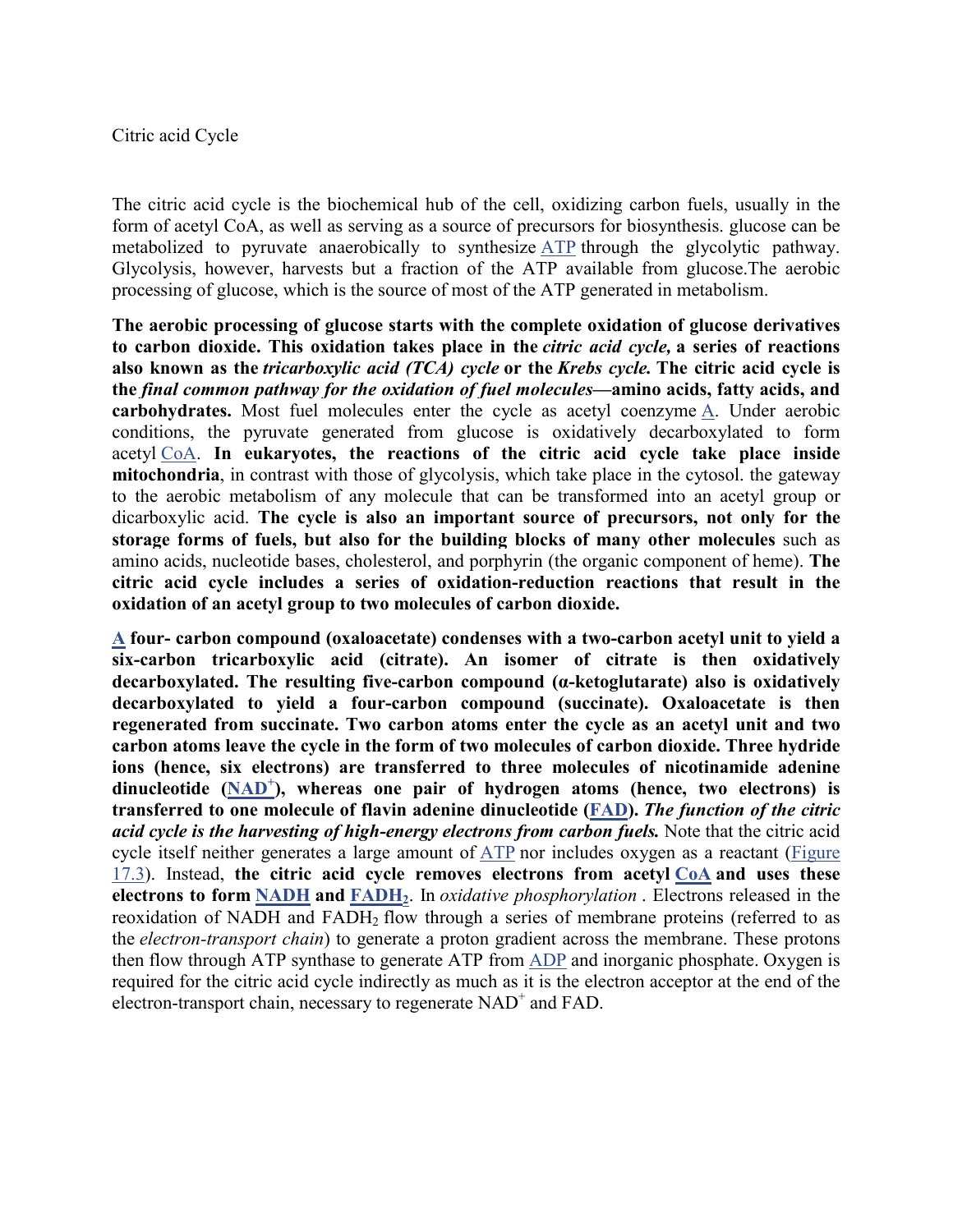Citric acid Cycle

The citric acid cycle is the biochemical hub of the cell, oxidizing carbon fuels, usually in the form of acetyl CoA, as well as serving as a source of precursors for biosynthesis. glucose can be metabolized to pyruvate anaerobically to synthesize ATP through the glycolytic pathway. Glycolysis, however, harvests but a fraction of the ATP available from glucose.The aerobic processing of glucose, which is the source of most of the ATP generated in metabolism.

**The aerobic processing of glucose starts with the complete oxidation of glucose derivatives to carbon dioxide. This oxidation takes place in the *citric acid cycle,* a series of reactions also known as the *tricarboxylic acid (TCA) cycle* or the *Krebs cycle.* The citric acid cycle is the *final common pathway for the oxidation of fuel molecules*—amino acids, fatty acids, and carbohydrates.** Most fuel molecules enter the cycle as acetyl coenzyme A. Under aerobic conditions, the pyruvate generated from glucose is oxidatively decarboxylated to form acetyl CoA. **In eukaryotes, the reactions of the citric acid cycle take place inside mitochondria**, in contrast with those of glycolysis, which take place in the cytosol. the gateway to the aerobic metabolism of any molecule that can be transformed into an acetyl group or dicarboxylic acid. **The cycle is also an important source of precursors, not only for the storage forms of fuels, but also for the building blocks of many other molecules** such as amino acids, nucleotide bases, cholesterol, and porphyrin (the organic component of heme). **The citric acid cycle includes a series of oxidation-reduction reactions that result in the oxidation of an acetyl group to two molecules of carbon dioxide.**

**A four- carbon compound (oxaloacetate) condenses with a two-carbon acetyl unit to yield a six-carbon tricarboxylic acid (citrate). An isomer of citrate is then oxidatively decarboxylated. The resulting five-carbon compound (α-ketoglutarate) also is oxidatively decarboxylated to yield a four-carbon compound (succinate). Oxaloacetate is then regenerated from succinate. Two carbon atoms enter the cycle as an acetyl unit and two carbon atoms leave the cycle in the form of two molecules of carbon dioxide. Three hydride ions (hence, six electrons) are transferred to three molecules of nicotinamide adenine dinucleotide ($NAD^+$), whereas one pair of hydrogen atoms (hence, two electrons) is transferred to one molecule of flavin adenine dinucleotide (FAD). *The function of the citric acid cycle is the harvesting of high-energy electrons from carbon fuels.*** Note that the citric acid cycle itself neither generates a large amount of ATP nor includes oxygen as a reactant (Figure 17.3). Instead, **the citric acid cycle removes electrons from acetyl CoA and uses these electrons to form NADH and $FADH_2$**. In *oxidative phosphorylation* . Electrons released in the reoxidation of NADH and $FADH_2$ flow through a series of membrane proteins (referred to as the *electron-transport chain*) to generate a proton gradient across the membrane. These protons then flow through ATP synthase to generate ATP from ADP and inorganic phosphate. Oxygen is required for the citric acid cycle indirectly as much as it is the electron acceptor at the end of the electron-transport chain, necessary to regenerate $NAD^+$ and FAD.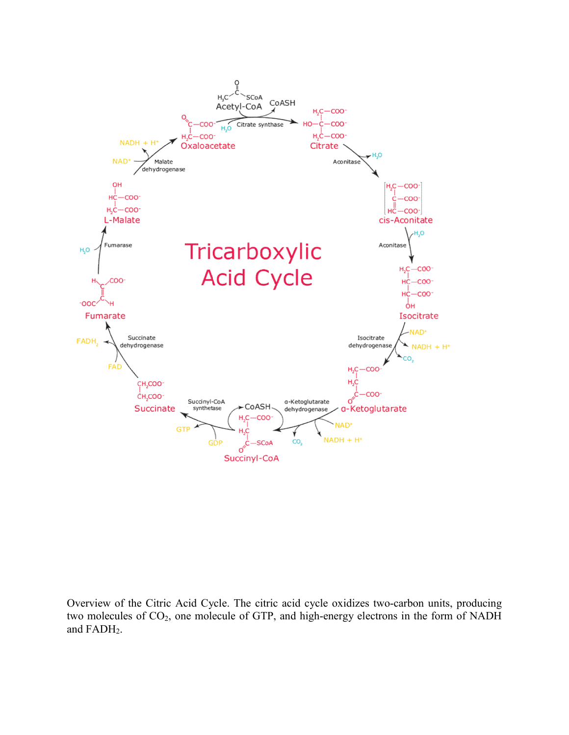Overview of the Citric Acid Cycle. The citric acid cycle oxidizes two-carbon units, producing two molecules of $CO_2$, one molecule of GTP, and high-energy electrons in the form of NADH and $FADH_2$.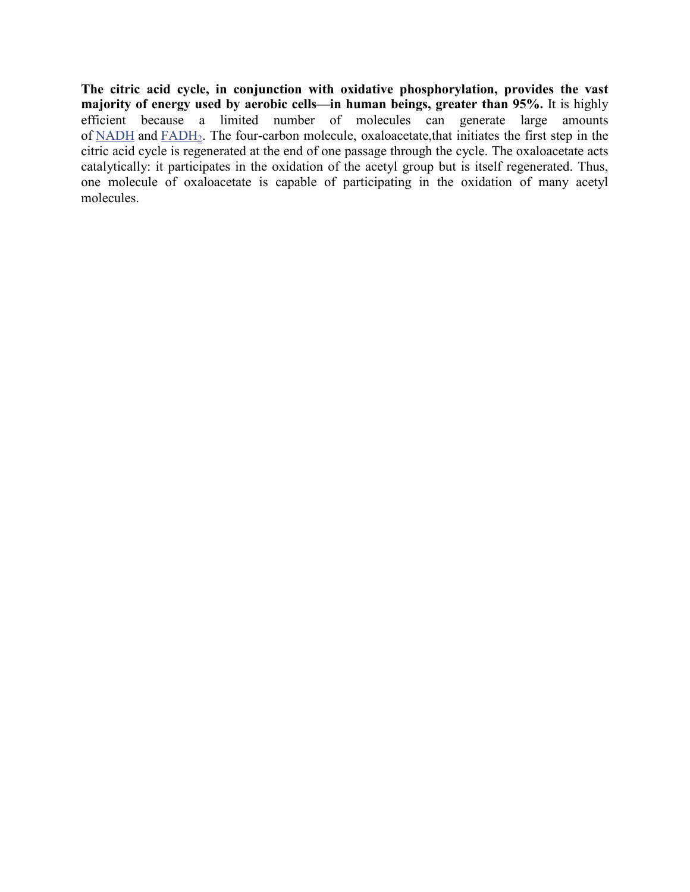**The citric acid cycle, in conjunction with oxidative phosphorylation, provides the vast majority of energy used by aerobic cells—in human beings, greater than 95%.** It is highly efficient because a limited number of molecules can generate large amounts of NADH and $FADH_2$. The four-carbon molecule, oxaloacetate,that initiates the first step in the citric acid cycle is regenerated at the end of one passage through the cycle. The oxaloacetate acts catalytically: it participates in the oxidation of the acetyl group but is itself regenerated. Thus, one molecule of oxaloacetate is capable of participating in the oxidation of many acetyl molecules.